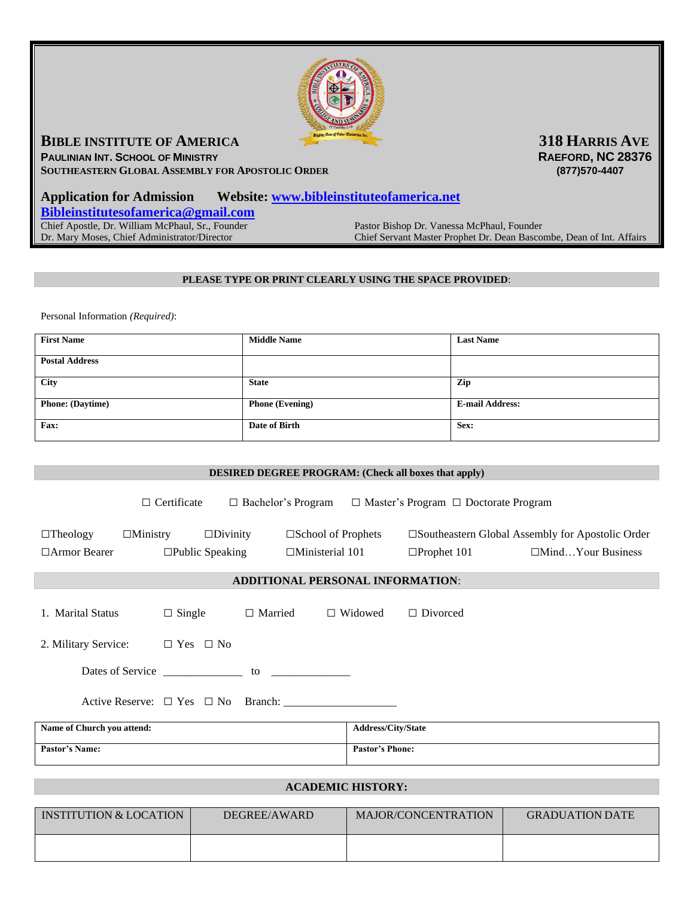# BIBLE INSTITUTE OF AMERICA

**PAULINIAN INT. SCHOOL OF MINISTRY**
**SOUTHEASTERN GLOBAL ASSEMBLY FOR APOSTOLIC ORDER**

**318 HARRIS AVE**
**RAEFORD, NC 28376**
**(877)570-4407**

**Application for Admission** **Website: [www.bibleinstituteofamerica.net](http://www.bibleinstituteofamerica.net)**
**[Bibleinstitutesofamerica@gmail.com](mailto:Bibleinstitutesofamerica@gmail.com)**

Chief Apostle, Dr. William McPhaul, Sr., Founder
Dr. Mary Moses, Chief Administrator/Director

Pastor Bishop Dr. Vanessa McPhaul, Founder
Chief Servant Master Prophet Dr. Dean Bascombe, Dean of Int. Affairs

**PLEASE TYPE OR PRINT CLEARLY USING THE SPACE PROVIDED**:

Personal Information *(Required)*:

| **First Name** | **Middle Name** | **Last Name** |
|---|---|---|
| **Postal Address** | | |
| **City** | **State** | **Zip** |
| **Phone: (Daytime)** | **Phone (Evening)** | **E-mail Address:** |
| **Fax:** | **Date of Birth** | **Sex:** |

**DESIRED DEGREE PROGRAM: (Check all boxes that apply)**

☐ Certificate ☐ Bachelor's Program ☐ Master's Program ☐ Doctorate Program

☐Theology ☐Ministry ☐Divinity ☐School of Prophets ☐Southeastern Global Assembly for Apostolic Order
☐Armor Bearer ☐Public Speaking ☐Ministerial 101 ☐Prophet 101 ☐Mind…Your Business

**ADDITIONAL PERSONAL INFORMATION**:

1. Marital Status ☐ Single ☐ Married ☐ Widowed ☐ Divorced

2. Military Service: ☐ Yes ☐ No

Dates of Service _____________ to _____________

Active Reserve: ☐ Yes ☐ No Branch: ___________________

| **Name of Church you attend:** | **Address/City/State** |
|---|---|
| **Pastor's Name:** | **Pastor's Phone:** |

**ACADEMIC HISTORY:**

| INSTITUTION & LOCATION | DEGREE/AWARD | MAJOR/CONCENTRATION | GRADUATION DATE |
|---|---|---|---|
| | | | |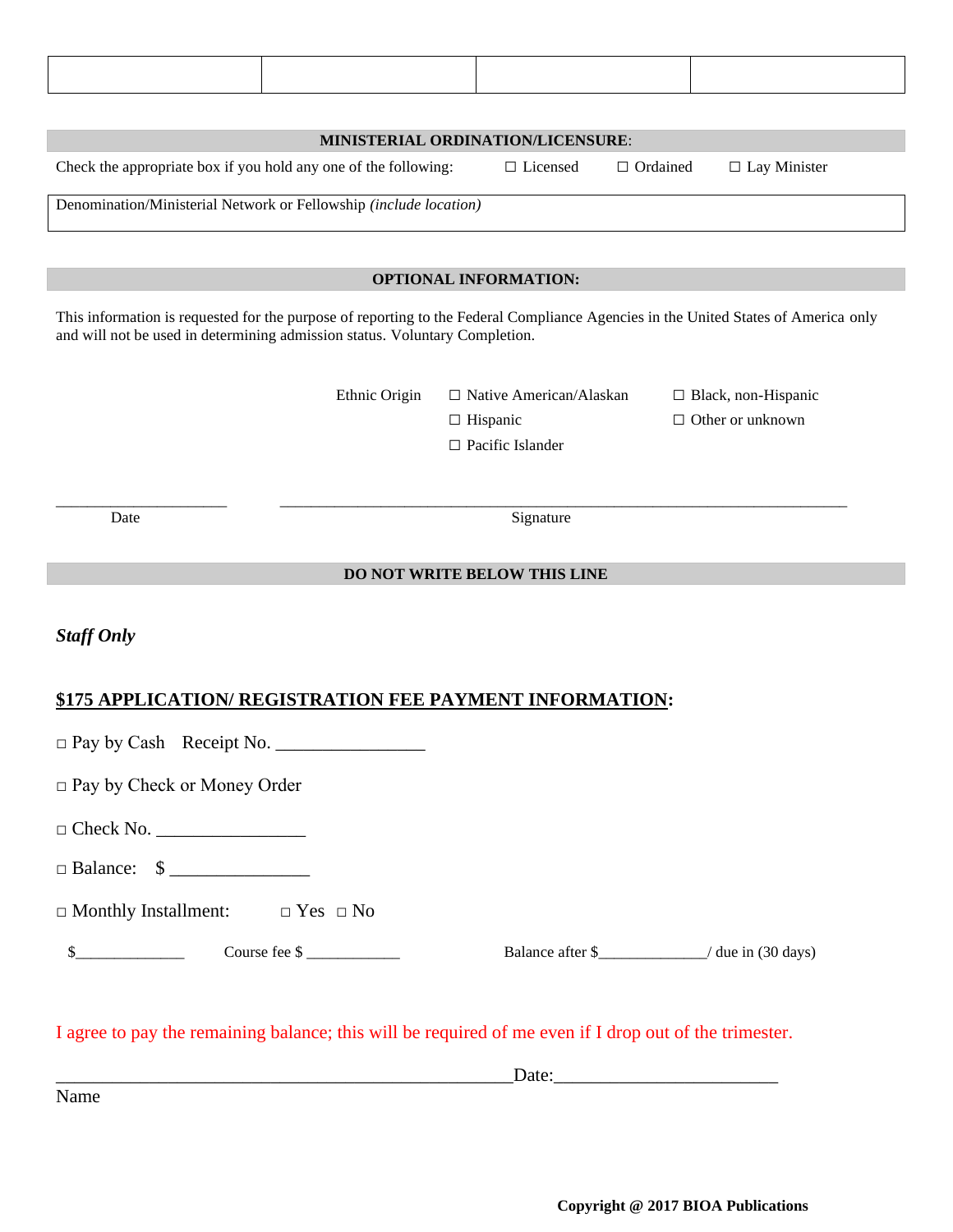| | | | |
|---|---|---|---|
| | | | |

**MINISTERIAL ORDINATION/LICENSURE**:

Check the appropriate box if you hold any one of the following: ☐ Licensed ☐ Ordained ☐ Lay Minister

| Denomination/Ministerial Network or Fellowship *(include location)* |
|---|
| |

**OPTIONAL INFORMATION:**

This information is requested for the purpose of reporting to the Federal Compliance Agencies in the United States of America only and will not be used in determining admission status. Voluntary Completion.

Ethnic Origin

☐ Native American/Alaskan

☐ Hispanic

☐ Pacific Islander

☐ Black, non-Hispanic

☐ Other or unknown

____________________ ____________________________________________________________________

Date Signature

**DO NOT WRITE BELOW THIS LINE**

***Staff Only***

**$175 APPLICATION/ REGISTRATION FEE PAYMENT INFORMATION:**

□ Pay by Cash Receipt No. ________________

□ Pay by Check or Money Order

□ Check No. ________________

□ Balance: $ _______________

□ Monthly Installment: □ Yes □ No

$_____________ Course fee $ ___________ Balance after $_____________/ due in (30 days)

I agree to pay the remaining balance; this will be required of me even if I drop out of the trimester.

__________________________________________________Date:________________________

Name

**Copyright @ 2017 BIOA Publications**